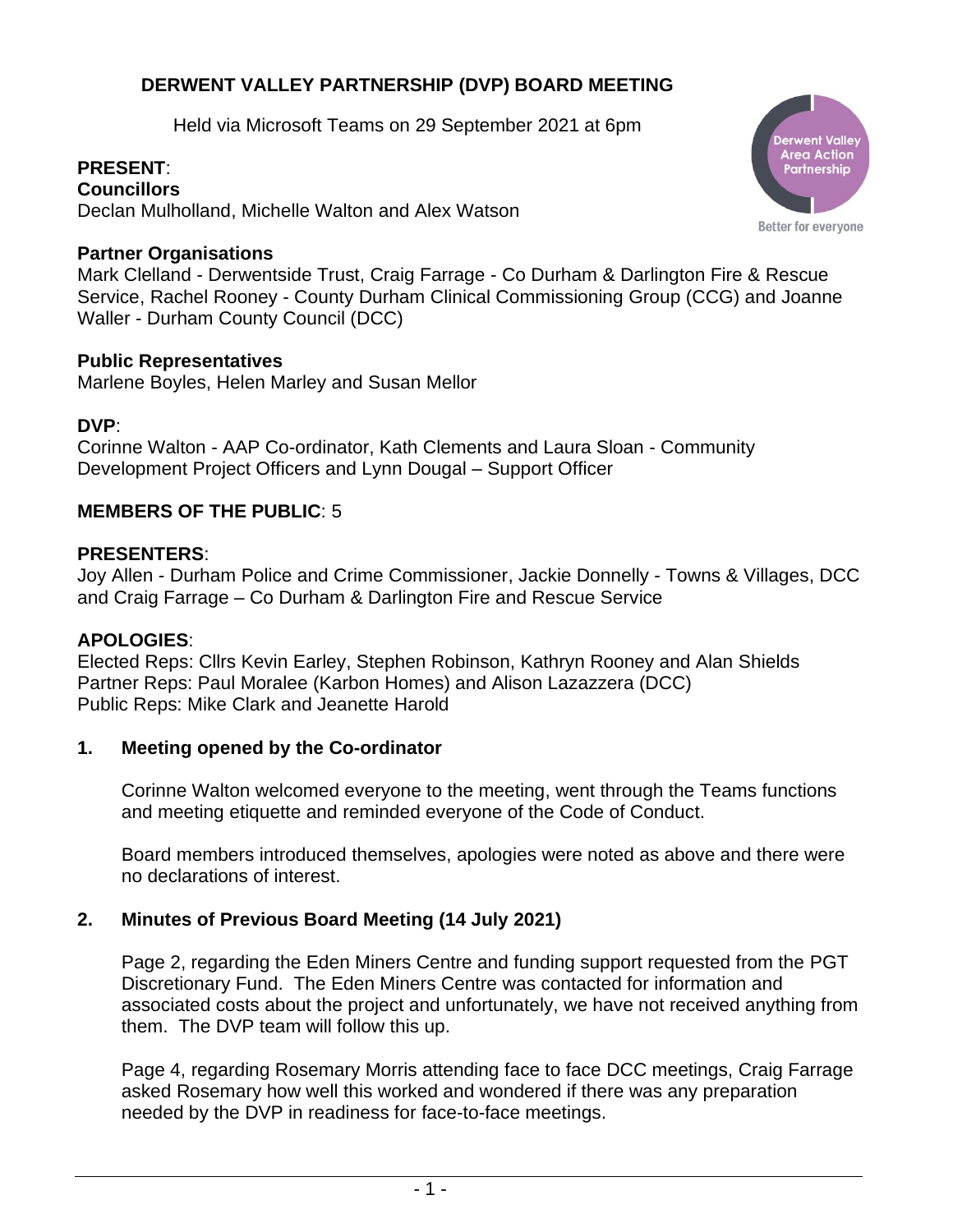# DERWENT VALLEY PARTNERSHIP (DVP) BOARD MEETING

Held via Microsoft Teams on 29 September 2021 at 6pm

**PRESENT**:
**Councillors**
Declan Mulholland, Michelle Walton and Alex Watson

**Partner Organisations**
Mark Clelland - Derwentside Trust, Craig Farrage - Co Durham & Darlington Fire & Rescue Service, Rachel Rooney - County Durham Clinical Commissioning Group (CCG) and Joanne Waller - Durham County Council (DCC)

**Public Representatives**
Marlene Boyles, Helen Marley and Susan Mellor

**DVP**:
Corinne Walton - AAP Co-ordinator, Kath Clements and Laura Sloan - Community Development Project Officers and Lynn Dougal – Support Officer

**MEMBERS OF THE PUBLIC**: 5

**PRESENTERS**:
Joy Allen - Durham Police and Crime Commissioner, Jackie Donnelly - Towns & Villages, DCC and Craig Farrage – Co Durham & Darlington Fire and Rescue Service

**APOLOGIES**:
Elected Reps: Cllrs Kevin Earley, Stephen Robinson, Kathryn Rooney and Alan Shields
Partner Reps: Paul Moralee (Karbon Homes) and Alison Lazazzera (DCC)
Public Reps: Mike Clark and Jeanette Harold

## 1. Meeting opened by the Co-ordinator

Corinne Walton welcomed everyone to the meeting, went through the Teams functions and meeting etiquette and reminded everyone of the Code of Conduct.

Board members introduced themselves, apologies were noted as above and there were no declarations of interest.

## 2. Minutes of Previous Board Meeting (14 July 2021)

Page 2, regarding the Eden Miners Centre and funding support requested from the PGT Discretionary Fund. The Eden Miners Centre was contacted for information and associated costs about the project and unfortunately, we have not received anything from them. The DVP team will follow this up.

Page 4, regarding Rosemary Morris attending face to face DCC meetings, Craig Farrage asked Rosemary how well this worked and wondered if there was any preparation needed by the DVP in readiness for face-to-face meetings.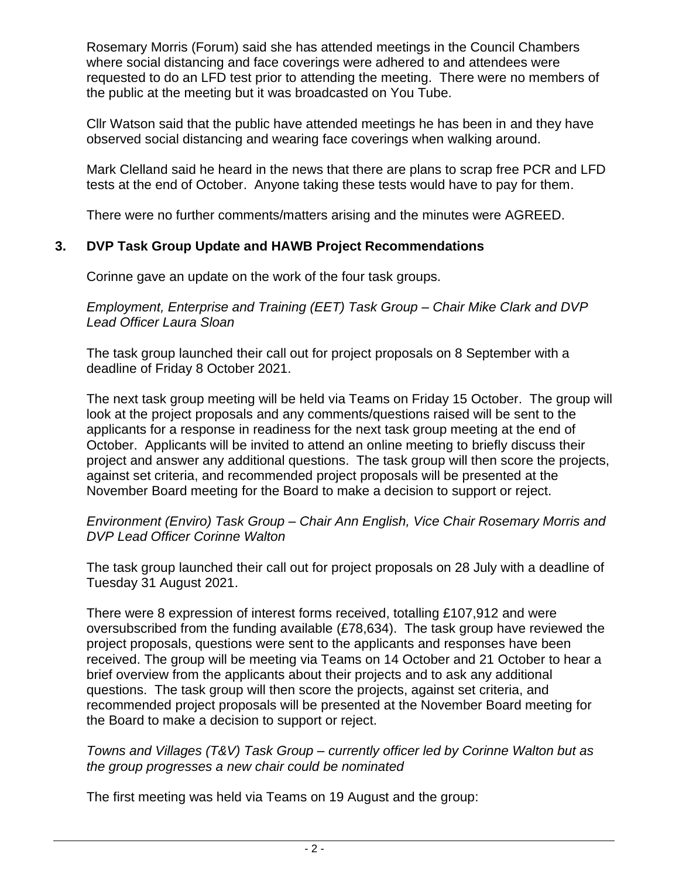Rosemary Morris (Forum) said she has attended meetings in the Council Chambers where social distancing and face coverings were adhered to and attendees were requested to do an LFD test prior to attending the meeting. There were no members of the public at the meeting but it was broadcasted on You Tube.

Cllr Watson said that the public have attended meetings he has been in and they have observed social distancing and wearing face coverings when walking around.

Mark Clelland said he heard in the news that there are plans to scrap free PCR and LFD tests at the end of October. Anyone taking these tests would have to pay for them.

There were no further comments/matters arising and the minutes were AGREED.

## 3. DVP Task Group Update and HAWB Project Recommendations

Corinne gave an update on the work of the four task groups.

*Employment, Enterprise and Training (EET) Task Group – Chair Mike Clark and DVP Lead Officer Laura Sloan*

The task group launched their call out for project proposals on 8 September with a deadline of Friday 8 October 2021.

The next task group meeting will be held via Teams on Friday 15 October. The group will look at the project proposals and any comments/questions raised will be sent to the applicants for a response in readiness for the next task group meeting at the end of October. Applicants will be invited to attend an online meeting to briefly discuss their project and answer any additional questions. The task group will then score the projects, against set criteria, and recommended project proposals will be presented at the November Board meeting for the Board to make a decision to support or reject.

*Environment (Enviro) Task Group – Chair Ann English, Vice Chair Rosemary Morris and DVP Lead Officer Corinne Walton*

The task group launched their call out for project proposals on 28 July with a deadline of Tuesday 31 August 2021.

There were 8 expression of interest forms received, totalling £107,912 and were oversubscribed from the funding available (£78,634). The task group have reviewed the project proposals, questions were sent to the applicants and responses have been received. The group will be meeting via Teams on 14 October and 21 October to hear a brief overview from the applicants about their projects and to ask any additional questions. The task group will then score the projects, against set criteria, and recommended project proposals will be presented at the November Board meeting for the Board to make a decision to support or reject.

*Towns and Villages (T&V) Task Group – currently officer led by Corinne Walton but as the group progresses a new chair could be nominated*

The first meeting was held via Teams on 19 August and the group: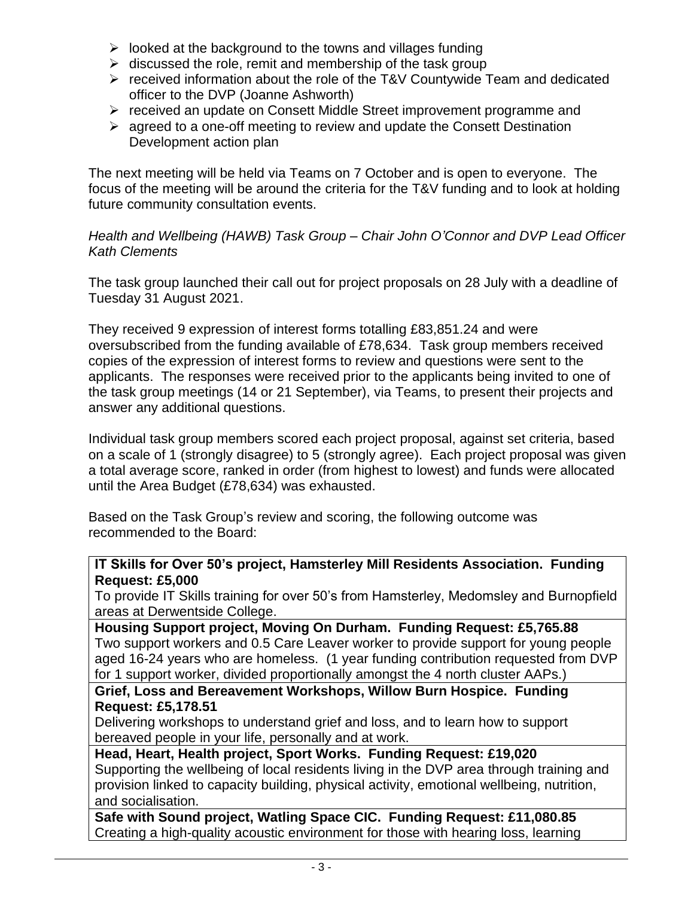- looked at the background to the towns and villages funding
- discussed the role, remit and membership of the task group
- received information about the role of the T&V Countywide Team and dedicated officer to the DVP (Joanne Ashworth)
- received an update on Consett Middle Street improvement programme and
- agreed to a one-off meeting to review and update the Consett Destination Development action plan

The next meeting will be held via Teams on 7 October and is open to everyone. The focus of the meeting will be around the criteria for the T&V funding and to look at holding future community consultation events.

*Health and Wellbeing (HAWB) Task Group – Chair John O'Connor and DVP Lead Officer Kath Clements*

The task group launched their call out for project proposals on 28 July with a deadline of Tuesday 31 August 2021.

They received 9 expression of interest forms totalling £83,851.24 and were oversubscribed from the funding available of £78,634. Task group members received copies of the expression of interest forms to review and questions were sent to the applicants. The responses were received prior to the applicants being invited to one of the task group meetings (14 or 21 September), via Teams, to present their projects and answer any additional questions.

Individual task group members scored each project proposal, against set criteria, based on a scale of 1 (strongly disagree) to 5 (strongly agree). Each project proposal was given a total average score, ranked in order (from highest to lowest) and funds were allocated until the Area Budget (£78,634) was exhausted.

Based on the Task Group's review and scoring, the following outcome was recommended to the Board:

| |
|---|
| **IT Skills for Over 50's project, Hamsterley Mill Residents Association. Funding Request: £5,000**<br>To provide IT Skills training for over 50's from Hamsterley, Medomsley and Burnopfield areas at Derwentside College. |
| **Housing Support project, Moving On Durham. Funding Request: £5,765.88**<br>Two support workers and 0.5 Care Leaver worker to provide support for young people aged 16-24 years who are homeless. (1 year funding contribution requested from DVP for 1 support worker, divided proportionally amongst the 4 north cluster AAPs.) |
| **Grief, Loss and Bereavement Workshops, Willow Burn Hospice. Funding Request: £5,178.51**<br>Delivering workshops to understand grief and loss, and to learn how to support bereaved people in your life, personally and at work. |
| **Head, Heart, Health project, Sport Works. Funding Request: £19,020**<br>Supporting the wellbeing of local residents living in the DVP area through training and provision linked to capacity building, physical activity, emotional wellbeing, nutrition, and socialisation. |
| **Safe with Sound project, Watling Space CIC. Funding Request: £11,080.85**<br>Creating a high-quality acoustic environment for those with hearing loss, learning |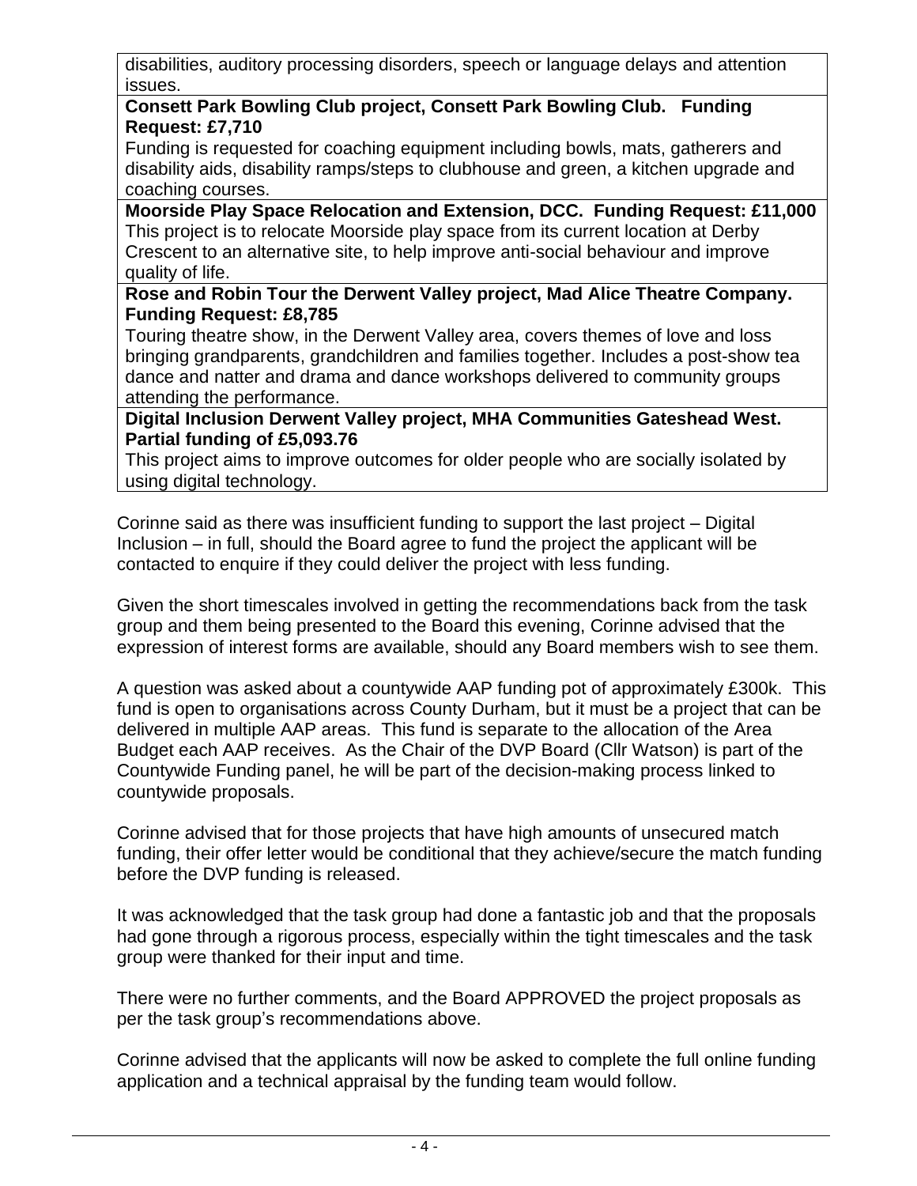| disabilities, auditory processing disorders, speech or language delays and attention issues. |
|---|
| **Consett Park Bowling Club project, Consett Park Bowling Club. Funding Request: £7,710**<br>Funding is requested for coaching equipment including bowls, mats, gatherers and disability aids, disability ramps/steps to clubhouse and green, a kitchen upgrade and coaching courses. |
| **Moorside Play Space Relocation and Extension, DCC. Funding Request: £11,000**<br>This project is to relocate Moorside play space from its current location at Derby Crescent to an alternative site, to help improve anti-social behaviour and improve quality of life. |
| **Rose and Robin Tour the Derwent Valley project, Mad Alice Theatre Company. Funding Request: £8,785**<br>Touring theatre show, in the Derwent Valley area, covers themes of love and loss bringing grandparents, grandchildren and families together. Includes a post-show tea dance and natter and drama and dance workshops delivered to community groups attending the performance. |
| **Digital Inclusion Derwent Valley project, MHA Communities Gateshead West. Partial funding of £5,093.76**<br>This project aims to improve outcomes for older people who are socially isolated by using digital technology. |

Corinne said as there was insufficient funding to support the last project – Digital Inclusion – in full, should the Board agree to fund the project the applicant will be contacted to enquire if they could deliver the project with less funding.

Given the short timescales involved in getting the recommendations back from the task group and them being presented to the Board this evening, Corinne advised that the expression of interest forms are available, should any Board members wish to see them.

A question was asked about a countywide AAP funding pot of approximately £300k. This fund is open to organisations across County Durham, but it must be a project that can be delivered in multiple AAP areas. This fund is separate to the allocation of the Area Budget each AAP receives. As the Chair of the DVP Board (Cllr Watson) is part of the Countywide Funding panel, he will be part of the decision-making process linked to countywide proposals.

Corinne advised that for those projects that have high amounts of unsecured match funding, their offer letter would be conditional that they achieve/secure the match funding before the DVP funding is released.

It was acknowledged that the task group had done a fantastic job and that the proposals had gone through a rigorous process, especially within the tight timescales and the task group were thanked for their input and time.

There were no further comments, and the Board APPROVED the project proposals as per the task group's recommendations above.

Corinne advised that the applicants will now be asked to complete the full online funding application and a technical appraisal by the funding team would follow.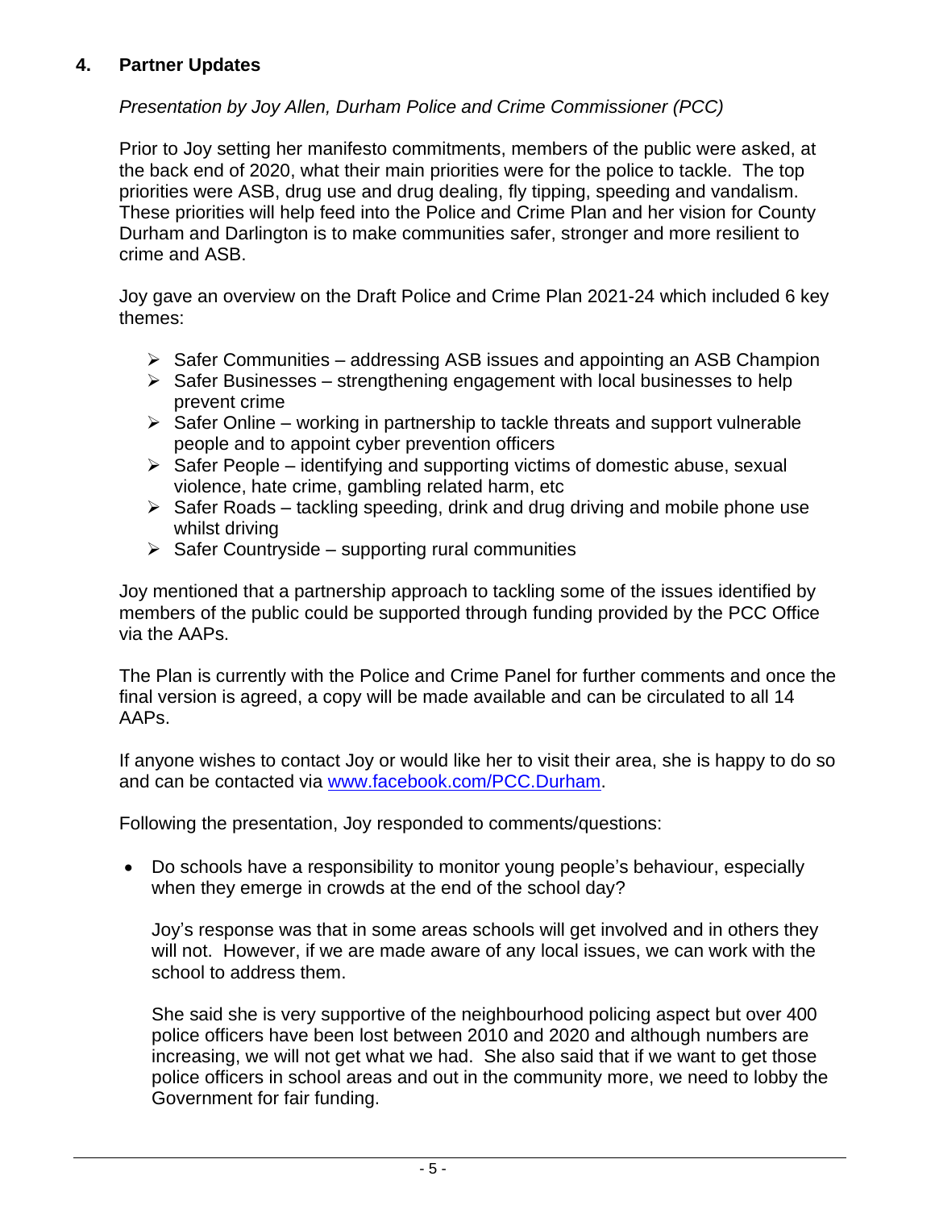## 4. Partner Updates

*Presentation by Joy Allen, Durham Police and Crime Commissioner (PCC)*

Prior to Joy setting her manifesto commitments, members of the public were asked, at the back end of 2020, what their main priorities were for the police to tackle. The top priorities were ASB, drug use and drug dealing, fly tipping, speeding and vandalism. These priorities will help feed into the Police and Crime Plan and her vision for County Durham and Darlington is to make communities safer, stronger and more resilient to crime and ASB.

Joy gave an overview on the Draft Police and Crime Plan 2021-24 which included 6 key themes:

- Safer Communities – addressing ASB issues and appointing an ASB Champion
- Safer Businesses – strengthening engagement with local businesses to help prevent crime
- Safer Online – working in partnership to tackle threats and support vulnerable people and to appoint cyber prevention officers
- Safer People – identifying and supporting victims of domestic abuse, sexual violence, hate crime, gambling related harm, etc
- Safer Roads – tackling speeding, drink and drug driving and mobile phone use whilst driving
- Safer Countryside – supporting rural communities

Joy mentioned that a partnership approach to tackling some of the issues identified by members of the public could be supported through funding provided by the PCC Office via the AAPs.

The Plan is currently with the Police and Crime Panel for further comments and once the final version is agreed, a copy will be made available and can be circulated to all 14 AAPs.

If anyone wishes to contact Joy or would like her to visit their area, she is happy to do so and can be contacted via [www.facebook.com/PCC.Durham](www.facebook.com/PCC.Durham).

Following the presentation, Joy responded to comments/questions:

- Do schools have a responsibility to monitor young people's behaviour, especially when they emerge in crowds at the end of the school day?

  Joy's response was that in some areas schools will get involved and in others they will not. However, if we are made aware of any local issues, we can work with the school to address them.

  She said she is very supportive of the neighbourhood policing aspect but over 400 police officers have been lost between 2010 and 2020 and although numbers are increasing, we will not get what we had. She also said that if we want to get those police officers in school areas and out in the community more, we need to lobby the Government for fair funding.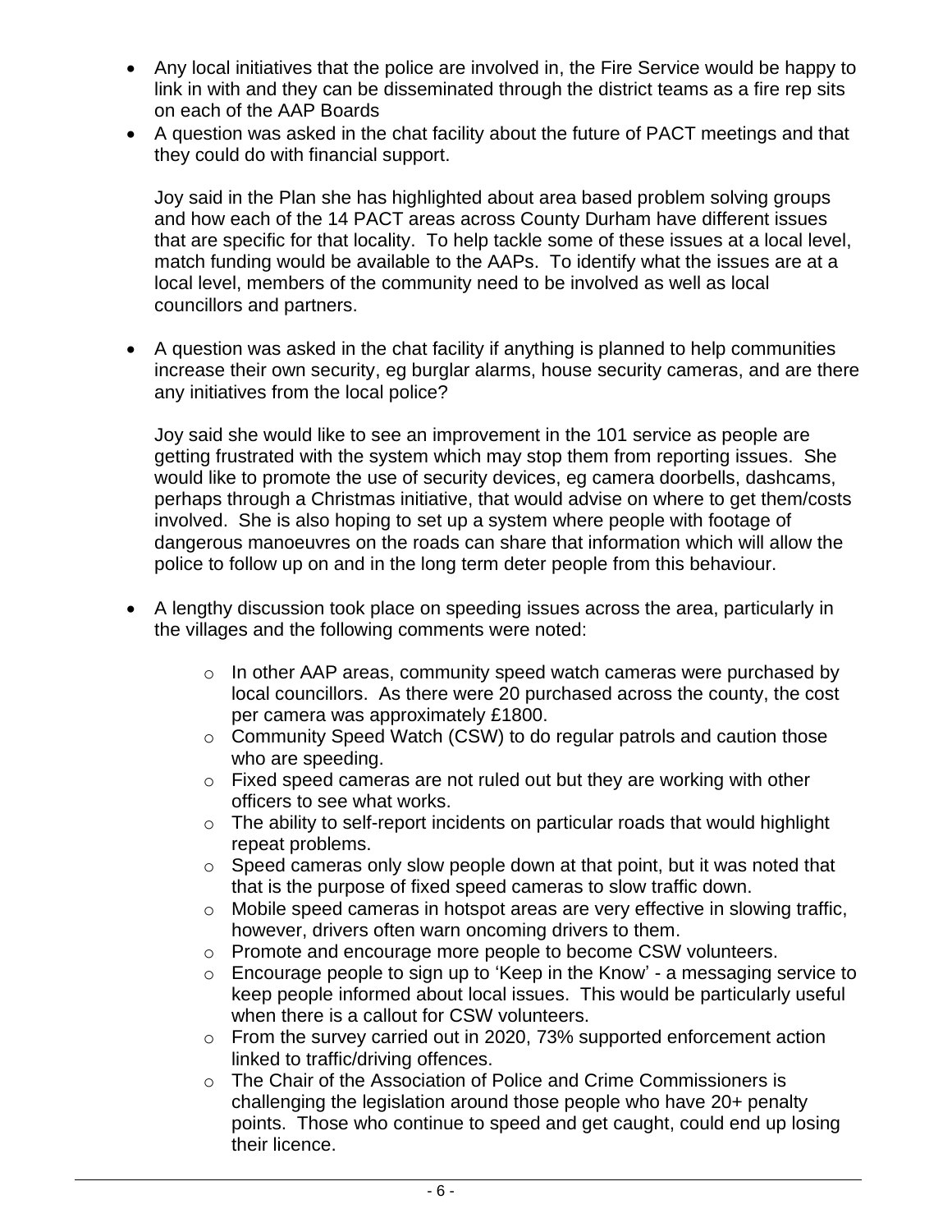- Any local initiatives that the police are involved in, the Fire Service would be happy to link in with and they can be disseminated through the district teams as a fire rep sits on each of the AAP Boards
- A question was asked in the chat facility about the future of PACT meetings and that they could do with financial support.

  Joy said in the Plan she has highlighted about area based problem solving groups and how each of the 14 PACT areas across County Durham have different issues that are specific for that locality. To help tackle some of these issues at a local level, match funding would be available to the AAPs. To identify what the issues are at a local level, members of the community need to be involved as well as local councillors and partners.

- A question was asked in the chat facility if anything is planned to help communities increase their own security, eg burglar alarms, house security cameras, and are there any initiatives from the local police?

  Joy said she would like to see an improvement in the 101 service as people are getting frustrated with the system which may stop them from reporting issues. She would like to promote the use of security devices, eg camera doorbells, dashcams, perhaps through a Christmas initiative, that would advise on where to get them/costs involved. She is also hoping to set up a system where people with footage of dangerous manoeuvres on the roads can share that information which will allow the police to follow up on and in the long term deter people from this behaviour.

- A lengthy discussion took place on speeding issues across the area, particularly in the villages and the following comments were noted:
  - In other AAP areas, community speed watch cameras were purchased by local councillors. As there were 20 purchased across the county, the cost per camera was approximately £1800.
  - Community Speed Watch (CSW) to do regular patrols and caution those who are speeding.
  - Fixed speed cameras are not ruled out but they are working with other officers to see what works.
  - The ability to self-report incidents on particular roads that would highlight repeat problems.
  - Speed cameras only slow people down at that point, but it was noted that that is the purpose of fixed speed cameras to slow traffic down.
  - Mobile speed cameras in hotspot areas are very effective in slowing traffic, however, drivers often warn oncoming drivers to them.
  - Promote and encourage more people to become CSW volunteers.
  - Encourage people to sign up to 'Keep in the Know' - a messaging service to keep people informed about local issues. This would be particularly useful when there is a callout for CSW volunteers.
  - From the survey carried out in 2020, 73% supported enforcement action linked to traffic/driving offences.
  - The Chair of the Association of Police and Crime Commissioners is challenging the legislation around those people who have 20+ penalty points. Those who continue to speed and get caught, could end up losing their licence.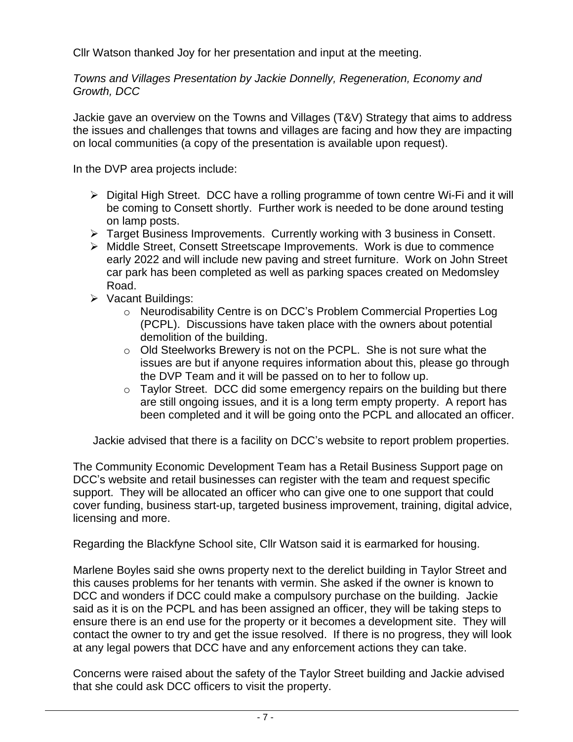Cllr Watson thanked Joy for her presentation and input at the meeting.

*Towns and Villages Presentation by Jackie Donnelly, Regeneration, Economy and Growth, DCC*

Jackie gave an overview on the Towns and Villages (T&V) Strategy that aims to address the issues and challenges that towns and villages are facing and how they are impacting on local communities (a copy of the presentation is available upon request).

In the DVP area projects include:

- Digital High Street. DCC have a rolling programme of town centre Wi-Fi and it will be coming to Consett shortly. Further work is needed to be done around testing on lamp posts.
- Target Business Improvements. Currently working with 3 business in Consett.
- Middle Street, Consett Streetscape Improvements. Work is due to commence early 2022 and will include new paving and street furniture. Work on John Street car park has been completed as well as parking spaces created on Medomsley Road.
- Vacant Buildings:
  - Neurodisability Centre is on DCC's Problem Commercial Properties Log (PCPL). Discussions have taken place with the owners about potential demolition of the building.
  - Old Steelworks Brewery is not on the PCPL. She is not sure what the issues are but if anyone requires information about this, please go through the DVP Team and it will be passed on to her to follow up.
  - Taylor Street. DCC did some emergency repairs on the building but there are still ongoing issues, and it is a long term empty property. A report has been completed and it will be going onto the PCPL and allocated an officer.

Jackie advised that there is a facility on DCC's website to report problem properties.

The Community Economic Development Team has a Retail Business Support page on DCC's website and retail businesses can register with the team and request specific support. They will be allocated an officer who can give one to one support that could cover funding, business start-up, targeted business improvement, training, digital advice, licensing and more.

Regarding the Blackfyne School site, Cllr Watson said it is earmarked for housing.

Marlene Boyles said she owns property next to the derelict building in Taylor Street and this causes problems for her tenants with vermin. She asked if the owner is known to DCC and wonders if DCC could make a compulsory purchase on the building. Jackie said as it is on the PCPL and has been assigned an officer, they will be taking steps to ensure there is an end use for the property or it becomes a development site. They will contact the owner to try and get the issue resolved. If there is no progress, they will look at any legal powers that DCC have and any enforcement actions they can take.

Concerns were raised about the safety of the Taylor Street building and Jackie advised that she could ask DCC officers to visit the property.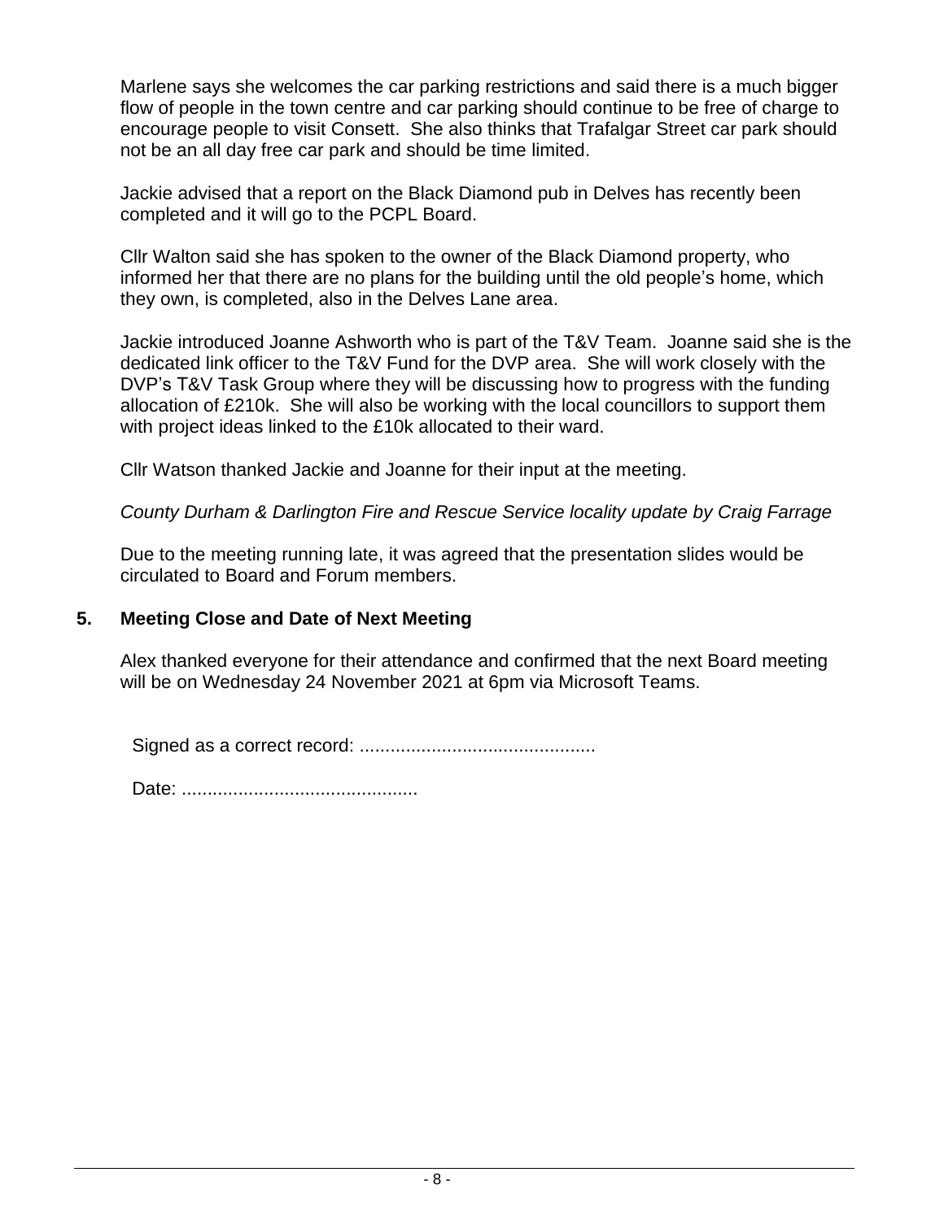Marlene says she welcomes the car parking restrictions and said there is a much bigger flow of people in the town centre and car parking should continue to be free of charge to encourage people to visit Consett. She also thinks that Trafalgar Street car park should not be an all day free car park and should be time limited.

Jackie advised that a report on the Black Diamond pub in Delves has recently been completed and it will go to the PCPL Board.

Cllr Walton said she has spoken to the owner of the Black Diamond property, who informed her that there are no plans for the building until the old people's home, which they own, is completed, also in the Delves Lane area.

Jackie introduced Joanne Ashworth who is part of the T&V Team. Joanne said she is the dedicated link officer to the T&V Fund for the DVP area. She will work closely with the DVP's T&V Task Group where they will be discussing how to progress with the funding allocation of £210k. She will also be working with the local councillors to support them with project ideas linked to the £10k allocated to their ward.

Cllr Watson thanked Jackie and Joanne for their input at the meeting.

*County Durham & Darlington Fire and Rescue Service locality update by Craig Farrage*

Due to the meeting running late, it was agreed that the presentation slides would be circulated to Board and Forum members.

## 5. Meeting Close and Date of Next Meeting

Alex thanked everyone for their attendance and confirmed that the next Board meeting will be on Wednesday 24 November 2021 at 6pm via Microsoft Teams.

Signed as a correct record: ..............................................

Date: ..............................................